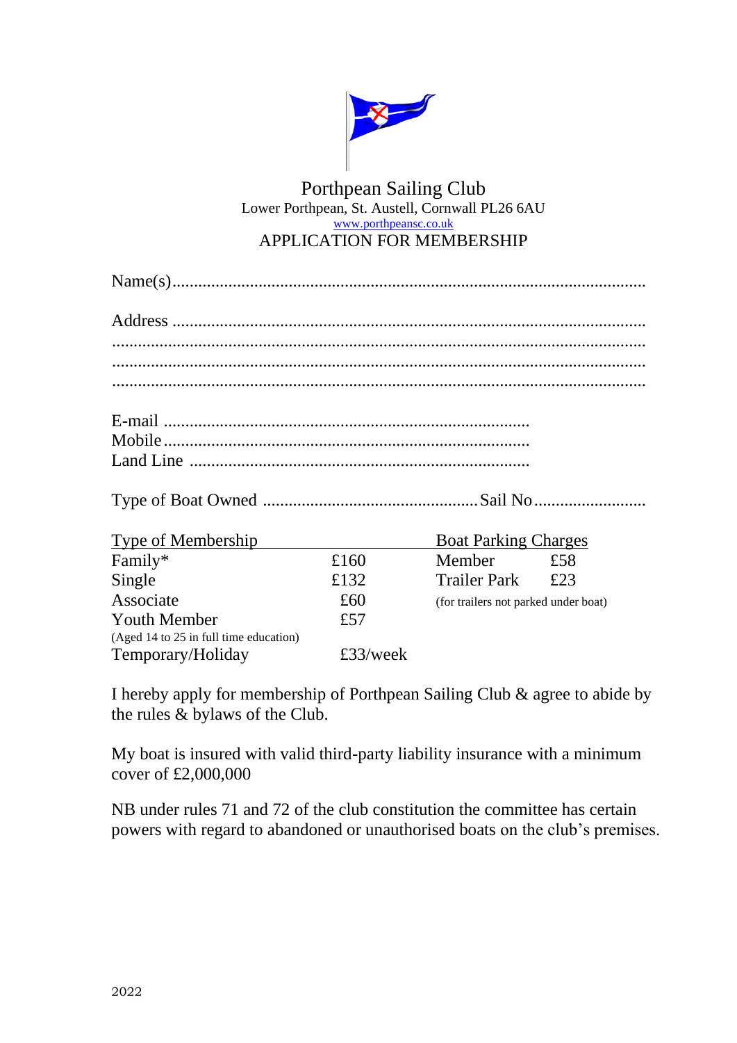# Porthpean Sailing Club

Lower Porthpean, St. Austell, Cornwall PL26 6AU

[www.porthpeansc.co.uk](http://www.porthpeansc.co.uk)

## APPLICATION FOR MEMBERSHIP

Name(s).............................................................................................................

Address .............................................................................................................
..........................................................................................................................
..........................................................................................................................
..........................................................................................................................

E-mail ....................................................................................
Mobile....................................................................................
Land Line ..............................................................................

Type of Boat Owned .................................................Sail No..........................

| Type of Membership | | Boat Parking Charges | |
|---|---|---|---|
| Family* | £160 | Member | £58 |
| Single | £132 | Trailer Park | £23 |
| Associate | £60 | (for trailers not parked under boat) | |
| Youth Member (Aged 14 to 25 in full time education) | £57 | | |
| Temporary/Holiday | £33/week | | |

I hereby apply for membership of Porthpean Sailing Club & agree to abide by the rules & bylaws of the Club.

My boat is insured with valid third-party liability insurance with a minimum cover of £2,000,000

NB under rules 71 and 72 of the club constitution the committee has certain powers with regard to abandoned or unauthorised boats on the club's premises.

2022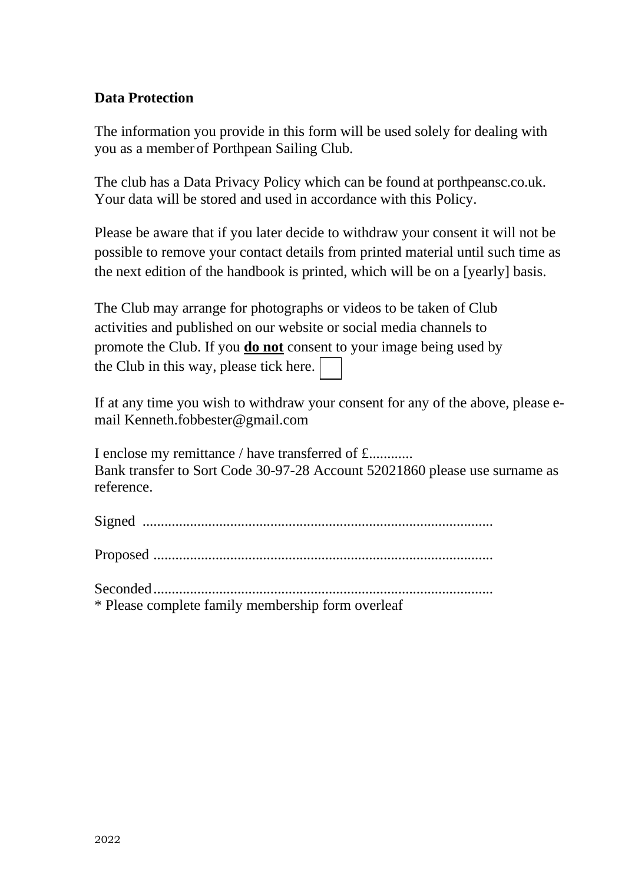## Data Protection

The information you provide in this form will be used solely for dealing with you as a member of Porthpean Sailing Club.

The club has a Data Privacy Policy which can be found at porthpeansc.co.uk. Your data will be stored and used in accordance with this Policy.

Please be aware that if you later decide to withdraw your consent it will not be possible to remove your contact details from printed material until such time as the next edition of the handbook is printed, which will be on a [yearly] basis.

The Club may arrange for photographs or videos to be taken of Club activities and published on our website or social media channels to promote the Club. If you **do not** consent to your image being used by the Club in this way, please tick here. ☐

If at any time you wish to withdraw your consent for any of the above, please e-mail Kenneth.fobbester@gmail.com

I enclose my remittance / have transferred of £............
Bank transfer to Sort Code 30-97-28 Account 52021860 please use surname as reference.

Signed ..............................................................................................

Proposed ...........................................................................................

Seconded...........................................................................................
* Please complete family membership form overleaf

2022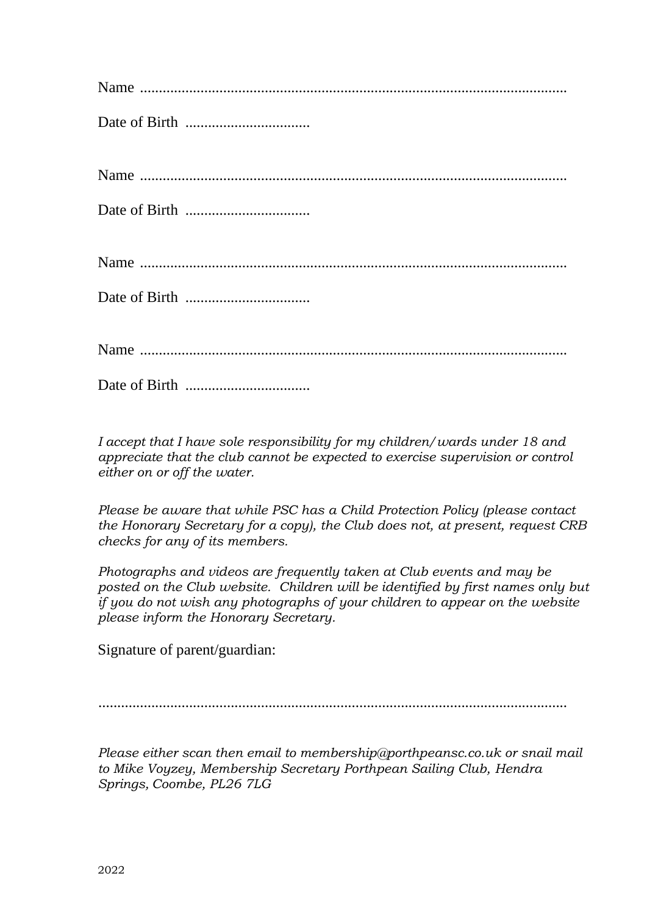Name ...............................................................................................................

Date of Birth .................................

Name ...............................................................................................................

Date of Birth .................................

Name ...............................................................................................................

Date of Birth .................................

Name ...............................................................................................................

Date of Birth .................................

*I accept that I have sole responsibility for my children/wards under 18 and appreciate that the club cannot be expected to exercise supervision or control either on or off the water.*

*Please be aware that while PSC has a Child Protection Policy (please contact the Honorary Secretary for a copy), the Club does not, at present, request CRB checks for any of its members.*

*Photographs and videos are frequently taken at Club events and may be posted on the Club website. Children will be identified by first names only but if you do not wish any photographs of your children to appear on the website please inform the Honorary Secretary.*

Signature of parent/guardian:

...........................................................................................................................

*Please either scan then email to membership@porthpeansc.co.uk or snail mail to Mike Voyzey, Membership Secretary Porthpean Sailing Club, Hendra Springs, Coombe, PL26 7LG*

2022